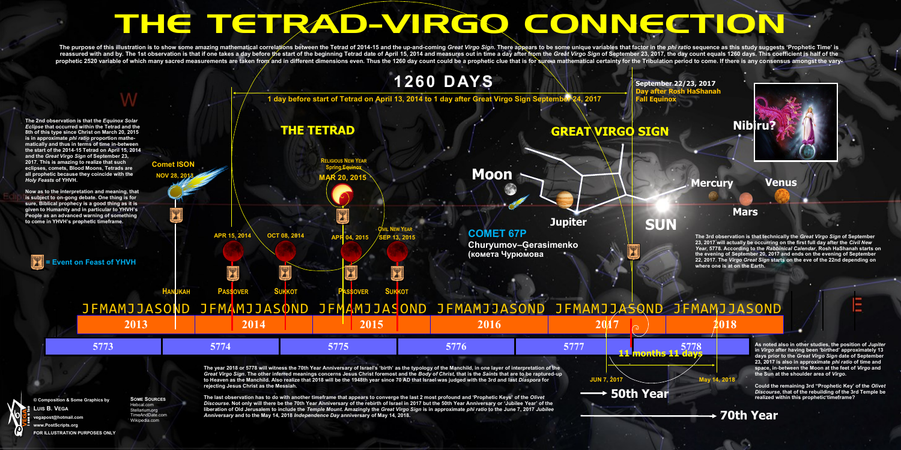# THE TETRAD-VIRGO CONNECTION

The purpose of this illustration is to show some amazing mathematical correlations between the Tetrad of 2014-15 and the up-and-coming *Great Virgo Sign*. There appears to be some unique variables that factor in the *phi ratio* sequence as this study suggests 'Prophetic Time' is reassured with and by. The 1st observation is that if one takes a day before the start of the beginning Tetrad date of April 15, 2014 and measures out in time a day after from the *Great Virgo Sign* of September 23, 2017, the day count equals 1260 days. This coefficient is half of the prophetic 2520 variable of which many sacred measurements are taken from and in different dimensions even. Thus the 1260 day count could be a prophetic clue that is for sure a mathematical certainty for the Tribulation period to come. If there is any consensus amongst the vary-

## 1260 DAYS

1 day before start of Tetrad on April 13, 2014 to 1 day after Great Virgo Sign September 24, 2017

**September 22/23, 2017**
**Day after Rosh HaShanah**
**Fall Equinox**

The 2nd observation is that the *Equinox Solar Eclipse* that occurred within the Tetrad and the 8th of this type since Christ on March 20, 2015 is in approximate *phi ratio* proportion mathematically and thus in terms of time in-between the start of the 2014-15 Tetrad on April 15, 2014 and the *Great Virgo Sign* of September 23, 2017. This is amazing to realize that such eclipses, comets, Blood Moons, Tetrads are all prophetic because they coincide with the *Holy Feasts* of YHVH.

Now as to the interpretation and meaning, that is subject to on-going debate. One thing is for sure, Biblical prophecy is a good thing as it is given to Humanity and in particular to YHVH's People as an advanced warning of something to come in YHVH's prophetic timeframe.

= Event on Feast of YHVH

### THE TETRAD

Comet ISON — NOV 28, 2013 — HANUKAH

RELIGIOUS NEW YEAR Spring Equinox — MAR 20, 2015

APR 15, 2014 — PASSOVER

OCT 08, 2014 — SUKKOT

APR 04, 2015 — PASSOVER

CIVIL NEW YEAR — SEP 13, 2015 — SUKKOT

### GREAT VIRGO SIGN

Moon, Jupiter, SUN, Mercury, Venus, Mars, Nibiru?

**COMET 67P**
Churyumov–Gerasimenko
(комета Чурюмова

The 3rd observation is that technically the *Great Virgo Sign* of September 23, 2017 will actually be occurring on the first full day after the *Civil New Year*, 5778. According to the *Rabbinical Calendar*, Rosh HaShanah starts on the evening of September 20, 2017 and ends on the evening of September 22, 2017. The *Virgo Great Sign* starts on the eve of the 22nd depending on where one is at on the Earth.

| 2013 | 2014 | 2015 | 2016 | 2017 | 2018 |
|---|---|---|---|---|---|
| JFMAMJJASOND | JFMAMJJASOND | JFMAMJJASOND | JFMAMJJASOND | JFMAMJJASOND | JFMAMJJASOND |

| 5773 | 5774 | 5775 | 5776 | 5777 | 5778 |
|---|---|---|---|---|---|

11 months 11 days

JUN 7, 2017 — May 14, 2018

→ 50th Year

→ 70th Year

The year 2018 or 5778 will witness the 70th Year Anniversary of Israel's 'birth' as the typology of the Manchild, in one layer of interpretation of the *Great Virgo Sign*. The other inferred meanings concerns Jesus Christ foremost and the *Body of Christ*, that is the *Saints* that are to be raptured-up to Heaven as the Manchild. Also realize that 2018 will be the 1948th year since 70 AD that Israel was judged with the 3rd and last *Diaspora* for rejecting Jesus Christ as the Messiah.

The last observation has to do with another timeframe that appears to converge the last 2 most profound and 'Prophetic Keys' of the *Olivet Discourse*. Not only will there be the 70th Year Anniversary of the rebirth of Israel in 2017 but the 50th Year Anniversary or 'Jubilee Year' of the liberation of Old Jerusalem to include the *Temple Mount*. Amazingly the *Great Virgo Sign* is in approximate *phi ratio* to the June 7, 2017 *Jubilee Anniversary* and to the May 14, 2018 *Independence Day* anniversary of May 14, 2018.

As noted also in other studies, the position of *Jupiter* in *Virgo* after having been 'birthed' approximately 13 days prior to the *Great Virgo Sign* date of September 23, 2017 is also in approximate *phi ratio* of time and space, in-between the Moon at the feet of *Virgo* and the Sun at the shoulder area of *Virgo*.

Could the remaining 3rd "Prophetic Key' of the *Olivet Discourse*, that of the rebuilding of the 3rd Temple be realized within this prophetic timeframe?

© Composition & Some Graphics by
LUIS B. VEGA
vegapost@hotmail.com
www.PostScripts.org
FOR ILLUSTRATION PURPOSES ONLY

SOME SOURCES
Hebcal.com
Stellarium.org
TimeAndDate.com
Wikipedia.com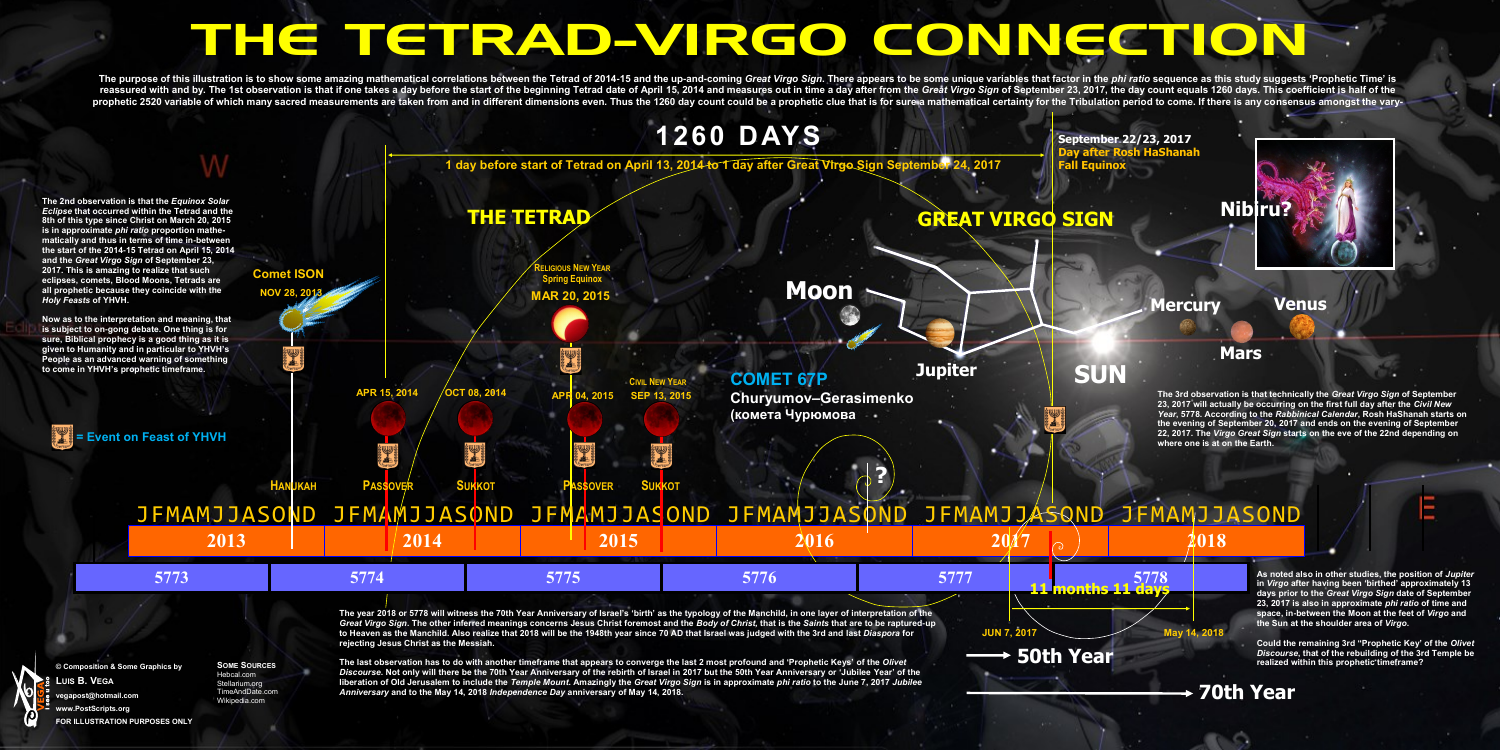# THE TETRAD-VIRGO CONNECTION

The purpose of this illustration is to show some amazing mathematical correlations between the Tetrad of 2014-15 and the up-and-coming *Great Virgo Sign*. There appears to be some unique variables that factor in the *phi ratio* sequence as this study suggests 'Prophetic Time' is reassured with and by. The 1st observation is that if one takes a day before the start of the beginning Tetrad date of April 15, 2014 and measures out in time a day after from the *Great Virgo Sign* of September 23, 2017, the day count equals 1260 days. This coefficient is half of the prophetic 2520 variable of which many sacred measurements are taken from and in different dimensions even. Thus the 1260 day count could be a prophetic clue that is for sure a mathematical certainty for the Tribulation period to come. If there is any consensus amongst the vary-

The 2nd observation is that the *Equinox Solar Eclipse* that occurred within the Tetrad and the 8th of this type since Christ on March 20, 2015 is in approximate *phi ratio* proportion mathematically and thus in terms of time in-between the start of the 2014-15 Tetrad on April 15, 2014 and the *Great Virgo Sign* of September 23, 2017. This is amazing to realize that such eclipses, comets, Blood Moons, Tetrads are all prophetic because they coincide with the *Holy Feasts* of YHVH.

Now as to the interpretation and meaning, that is subject to on-going debate. One thing is for sure, Biblical prophecy is a good thing as it is given to Humanity and in particular to YHVH's People as an advanced warning of something to come in YHVH's prophetic timeframe.

= Event on Feast of YHVH

**1260 DAYS**

1 day before start of Tetrad on April 13, 2014 to 1 day after Great Virgo Sign September 24, 2017

**THE TETRAD**

**GREAT VIRGO SIGN**

September 22/23, 2017
Day after Rosh HaShanah
Fall Equinox

Nibiru?

Comet ISON
NOV 28, 2013

Religious New Year
Spring Equinox
MAR 20, 2015

Moon

Mercury

Venus

Mars

Jupiter

SUN

COMET 67P
Churyumov–Gerasimenko
(комета Чурюмова

APR 15, 2014

OCT 08, 2014

APR 04, 2015

Civil New Year
SEP 13, 2015

?

The 3rd observation is that technically the *Great Virgo Sign* of September 23, 2017 will actually be occurring on the first full day after the *Civil New Year*, 5778. According to the *Rabbinical Calendar*, Rosh HaShanah starts on the evening of September 20, 2017 and ends on the evening of September 22, 2017. The *Virgo Great Sign* starts on the eve of the 22nd depending on where one is at on the Earth.

Hanukah — Passover — Sukkot — Passover — Sukkot

JFMAMJJASOND JFMAMJJASOND JFMAMJJASOND JFMAMJJASOND JFMAMJJASOND JFMAMJJASOND

2013 — 2014 — 2015 — 2016 — 2017 — 2018

5773 — 5774 — 5775 — 5776 — 5777 — 5778

11 months 11 days

As noted also in other studies, the position of *Jupiter* in *Virgo* after having been 'birthed' approximately 13 days prior to the *Great Virgo Sign* date of September 23, 2017 is also in approximate *phi ratio* of time and space, in-between the Moon at the feet of *Virgo* and the Sun at the shoulder area of *Virgo*.

Could the remaining 3rd "Prophetic Key" of the *Olivet Discourse*, that of the rebuilding of the 3rd Temple be realized within this prophetic timeframe?

The year 2018 or 5778 will witness the 70th Year Anniversary of Israel's 'birth' as the typology of the Manchild, in one layer of interpretation of the *Great Virgo Sign*. The other inferred meanings concerns Jesus Christ foremost and the *Body of Christ*, that is the *Saints* that are to be raptured-up to Heaven as the Manchild. Also realize that 2018 will be the 1948th year since 70 AD that Israel was judged with the 3rd and last *Diaspora* for rejecting Jesus Christ as the Messiah.

The last observation has to do with another timeframe that appears to converge the last 2 most profound and 'Prophetic Keys' of the *Olivet Discourse*. Not only will there be the 70th Year Anniversary of the rebirth of Israel in 2017 but the 50th Year Anniversary or 'Jubilee Year' of the liberation of Old Jerusalem to include the *Temple Mount*. Amazingly the *Great Virgo Sign* is in approximate *phi ratio* to the June 7, 2017 *Jubilee Anniversary* and to the May 14, 2018 *Independence Day* anniversary of May 14, 2018.

JUN 7, 2017

May 14, 2018

→ 50th Year

→ 70th Year

© Composition & Some Graphics by
Luis B. Vega
vegapost@hotmail.com
www.PostScripts.org
FOR ILLUSTRATION PURPOSES ONLY

Some Sources
Hebcal.com
Stellarium.org
TimeAndDate.com
Wikipedia.com